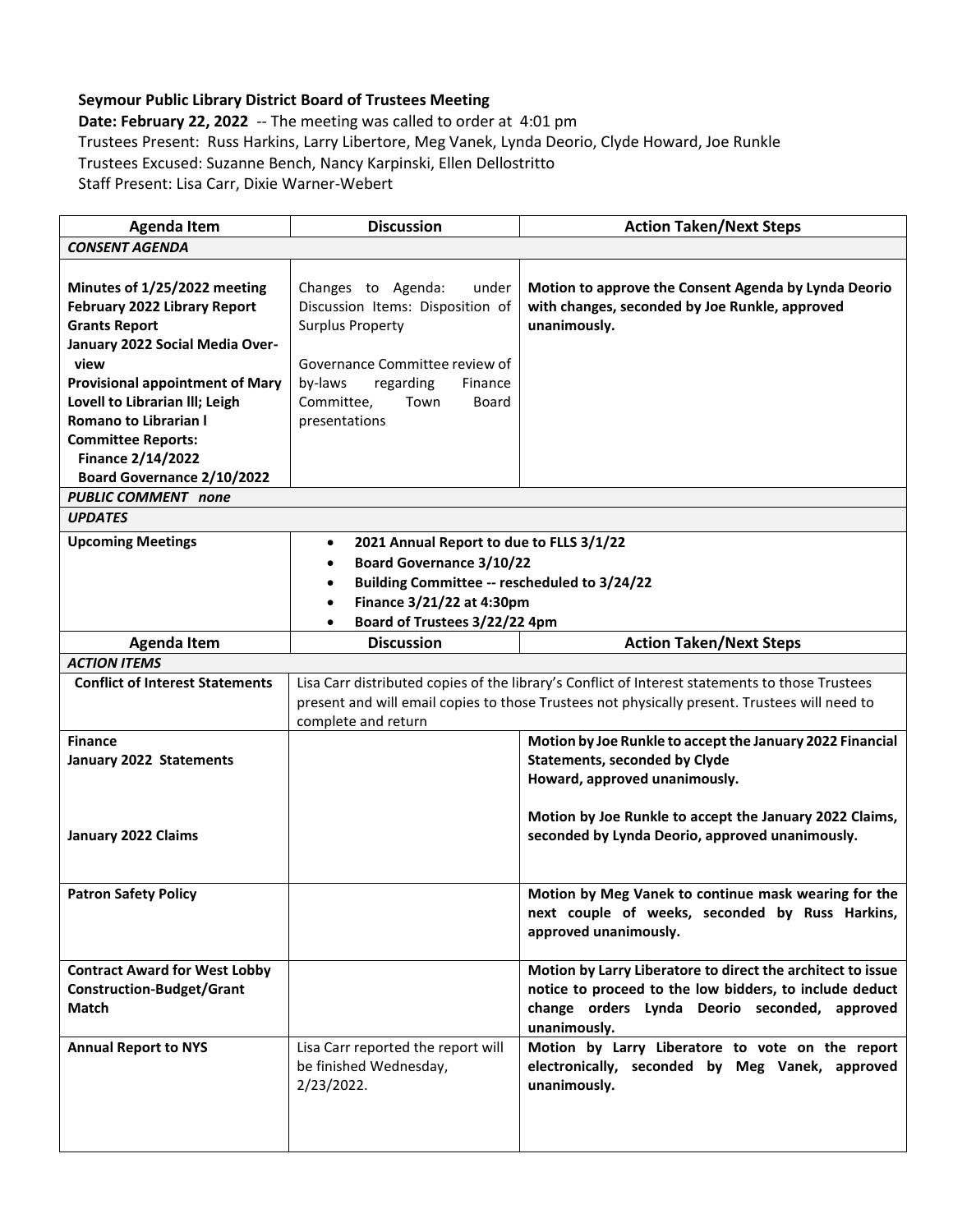**Seymour Public Library District Board of Trustees Meeting**

**Date: February 22, 2022** -- The meeting was called to order at 4:01 pm

Trustees Present: Russ Harkins, Larry Libertore, Meg Vanek, Lynda Deorio, Clyde Howard, Joe Runkle

Trustees Excused: Suzanne Bench, Nancy Karpinski, Ellen Dellostritto

Staff Present: Lisa Carr, Dixie Warner-Webert

| Agenda Item | Discussion | Action Taken/Next Steps |
|---|---|---|
| ***CONSENT AGENDA*** | | |
| **Minutes of 1/25/2022 meeting**<br>**February 2022 Library Report**<br>**Grants Report**<br>**January 2022 Social Media Overview**<br>**Provisional appointment of Mary Lovell to Librarian lll; Leigh Romano to Librarian l**<br>**Committee Reports:**<br>**Finance 2/14/2022**<br>**Board Governance 2/10/2022** | Changes to Agenda: under Discussion Items: Disposition of Surplus Property<br><br>Governance Committee review of by-laws regarding Finance Committee, Town Board presentations | **Motion to approve the Consent Agenda by Lynda Deorio with changes, seconded by Joe Runkle, approved unanimously.** |
| ***PUBLIC COMMENT none*** | | |
| ***UPDATES*** | | |
| **Upcoming Meetings** | • **2021 Annual Report to due to FLLS 3/1/22**<br>• **Board Governance 3/10/22**<br>• **Building Committee -- rescheduled to 3/24/22**<br>• **Finance 3/21/22 at 4:30pm**<br>• **Board of Trustees 3/22/22 4pm** | |
| **Agenda Item** | **Discussion** | **Action Taken/Next Steps** |
| ***ACTION ITEMS*** | | |
| **Conflict of Interest Statements** | Lisa Carr distributed copies of the library's Conflict of Interest statements to those Trustees present and will email copies to those Trustees not physically present. Trustees will need to complete and return | |
| **Finance**<br>**January 2022 Statements**<br><br><br>**January 2022 Claims** | | **Motion by Joe Runkle to accept the January 2022 Financial Statements, seconded by Clyde Howard, approved unanimously.**<br><br>**Motion by Joe Runkle to accept the January 2022 Claims, seconded by Lynda Deorio, approved unanimously.** |
| **Patron Safety Policy** | | **Motion by Meg Vanek to continue mask wearing for the next couple of weeks, seconded by Russ Harkins, approved unanimously.** |
| **Contract Award for West Lobby Construction-Budget/Grant Match** | | **Motion by Larry Liberatore to direct the architect to issue notice to proceed to the low bidders, to include deduct change orders Lynda Deorio seconded, approved unanimously.** |
| **Annual Report to NYS** | Lisa Carr reported the report will be finished Wednesday, 2/23/2022. | **Motion by Larry Liberatore to vote on the report electronically, seconded by Meg Vanek, approved unanimously.** |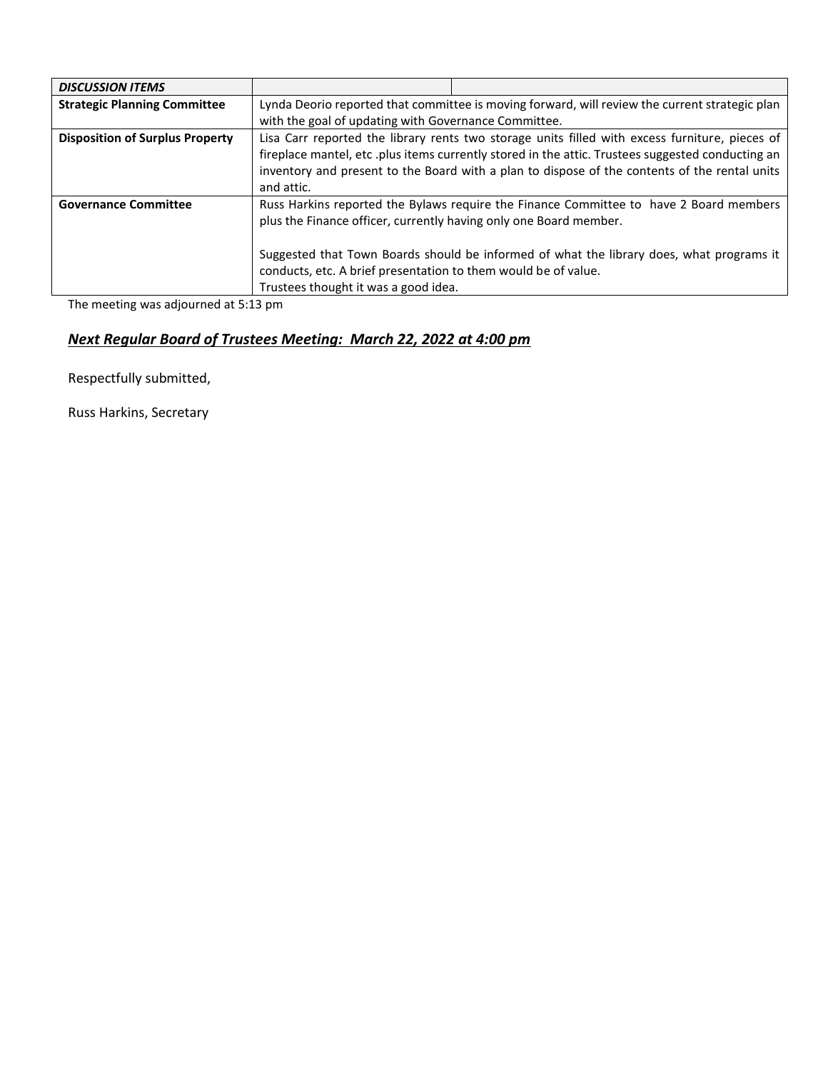| *DISCUSSION ITEMS* | | |
| --- | --- | --- |
| **Strategic Planning Committee** | Lynda Deorio reported that committee is moving forward, will review the current strategic plan with the goal of updating with Governance Committee. | |
| **Disposition of Surplus Property** | Lisa Carr reported the library rents two storage units filled with excess furniture, pieces of fireplace mantel, etc .plus items currently stored in the attic. Trustees suggested conducting an inventory and present to the Board with a plan to dispose of the contents of the rental units and attic. | |
| **Governance Committee** | Russ Harkins reported the Bylaws require the Finance Committee to have 2 Board members plus the Finance officer, currently having only one Board member.<br><br>Suggested that Town Boards should be informed of what the library does, what programs it conducts, etc. A brief presentation to them would be of value.<br>Trustees thought it was a good idea. | |

The meeting was adjourned at 5:13 pm

## ***Next Regular Board of Trustees Meeting: March 22, 2022 at 4:00 pm***

Respectfully submitted,

Russ Harkins, Secretary